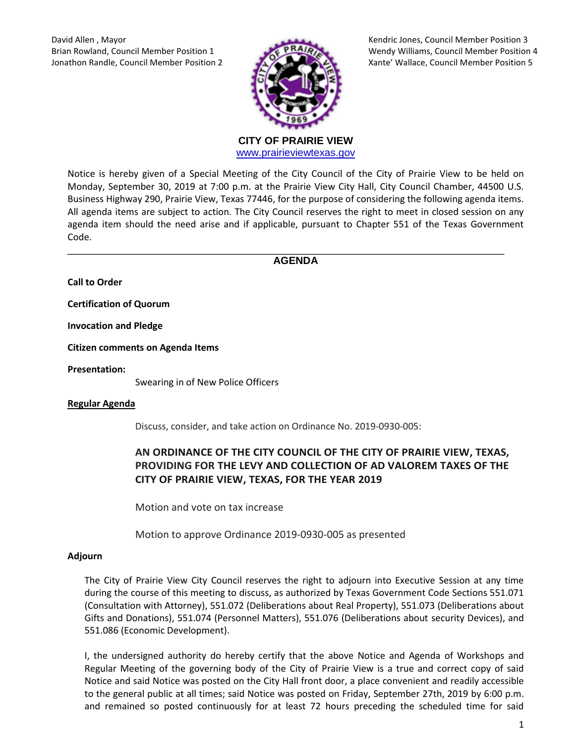David Allen , Mayor
Brian Rowland, Council Member Position 1
Jonathon Randle, Council Member Position 2

Kendric Jones, Council Member Position 3
Wendy Williams, Council Member Position 4
Xante' Wallace, Council Member Position 5

**CITY OF PRAIRIE VIEW**
www.prairieviewtexas.gov

Notice is hereby given of a Special Meeting of the City Council of the City of Prairie View to be held on Monday, September 30, 2019 at 7:00 p.m. at the Prairie View City Hall, City Council Chamber, 44500 U.S. Business Highway 290, Prairie View, Texas 77446, for the purpose of considering the following agenda items. All agenda items are subject to action. The City Council reserves the right to meet in closed session on any agenda item should the need arise and if applicable, pursuant to Chapter 551 of the Texas Government Code.

---

## AGENDA

**Call to Order**

**Certification of Quorum**

**Invocation and Pledge**

**Citizen comments on Agenda Items**

**Presentation:**

Swearing in of New Police Officers

**Regular Agenda**

Discuss, consider, and take action on Ordinance No. 2019-0930-005:

**AN ORDINANCE OF THE CITY COUNCIL OF THE CITY OF PRAIRIE VIEW, TEXAS, PROVIDING FOR THE LEVY AND COLLECTION OF AD VALOREM TAXES OF THE CITY OF PRAIRIE VIEW, TEXAS, FOR THE YEAR 2019**

Motion and vote on tax increase

Motion to approve Ordinance 2019-0930-005 as presented

**Adjourn**

The City of Prairie View City Council reserves the right to adjourn into Executive Session at any time during the course of this meeting to discuss, as authorized by Texas Government Code Sections 551.071 (Consultation with Attorney), 551.072 (Deliberations about Real Property), 551.073 (Deliberations about Gifts and Donations), 551.074 (Personnel Matters), 551.076 (Deliberations about security Devices), and 551.086 (Economic Development).

I, the undersigned authority do hereby certify that the above Notice and Agenda of Workshops and Regular Meeting of the governing body of the City of Prairie View is a true and correct copy of said Notice and said Notice was posted on the City Hall front door, a place convenient and readily accessible to the general public at all times; said Notice was posted on Friday, September 27th, 2019 by 6:00 p.m. and remained so posted continuously for at least 72 hours preceding the scheduled time for said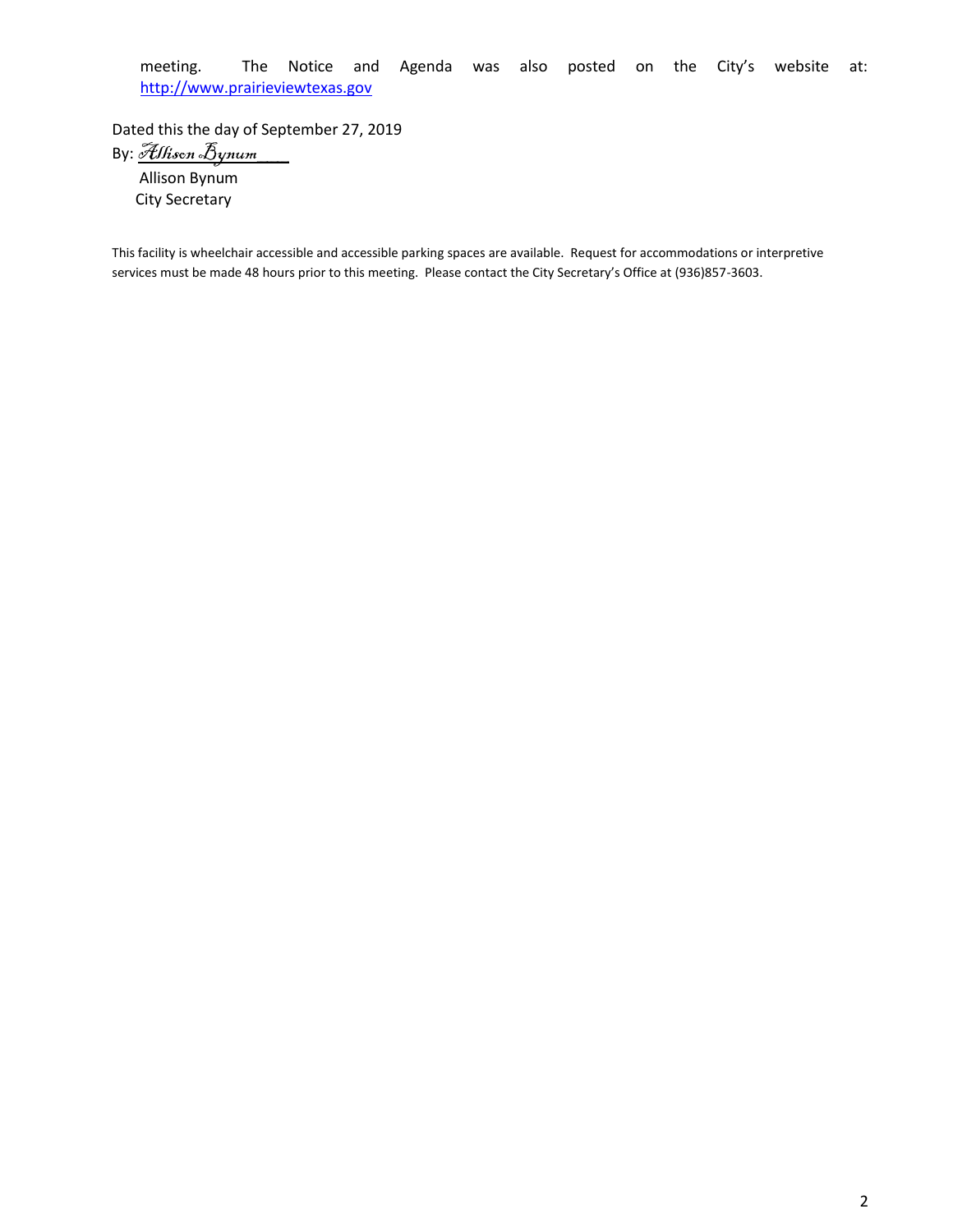meeting. The Notice and Agenda was also posted on the City's website at: http://www.prairieviewtexas.gov

Dated this the day of September 27, 2019

By: *Allison Bynum*\_\_\_\_

Allison Bynum
City Secretary

This facility is wheelchair accessible and accessible parking spaces are available. Request for accommodations or interpretive services must be made 48 hours prior to this meeting. Please contact the City Secretary's Office at (936)857-3603.